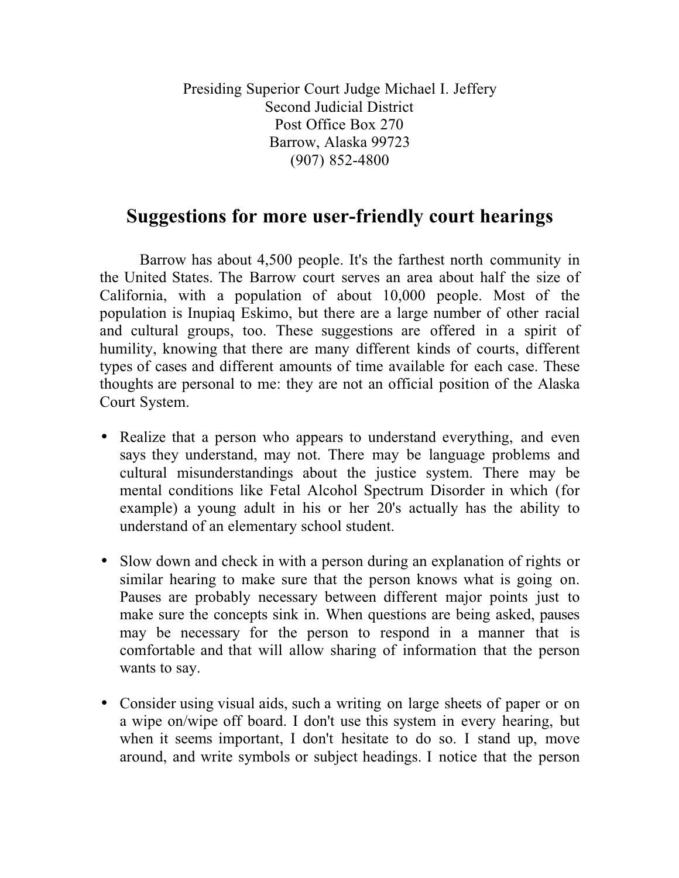Presiding Superior Court Judge Michael I. Jeffery
Second Judicial District
Post Office Box 270
Barrow, Alaska 99723
(907) 852-4800

# Suggestions for more user-friendly court hearings

Barrow has about 4,500 people. It's the farthest north community in the United States. The Barrow court serves an area about half the size of California, with a population of about 10,000 people. Most of the population is Inupiaq Eskimo, but there are a large number of other racial and cultural groups, too. These suggestions are offered in a spirit of humility, knowing that there are many different kinds of courts, different types of cases and different amounts of time available for each case. These thoughts are personal to me: they are not an official position of the Alaska Court System.

- Realize that a person who appears to understand everything, and even says they understand, may not. There may be language problems and cultural misunderstandings about the justice system. There may be mental conditions like Fetal Alcohol Spectrum Disorder in which (for example) a young adult in his or her 20's actually has the ability to understand of an elementary school student.

- Slow down and check in with a person during an explanation of rights or similar hearing to make sure that the person knows what is going on. Pauses are probably necessary between different major points just to make sure the concepts sink in. When questions are being asked, pauses may be necessary for the person to respond in a manner that is comfortable and that will allow sharing of information that the person wants to say.

- Consider using visual aids, such a writing on large sheets of paper or on a wipe on/wipe off board. I don't use this system in every hearing, but when it seems important, I don't hesitate to do so. I stand up, move around, and write symbols or subject headings. I notice that the person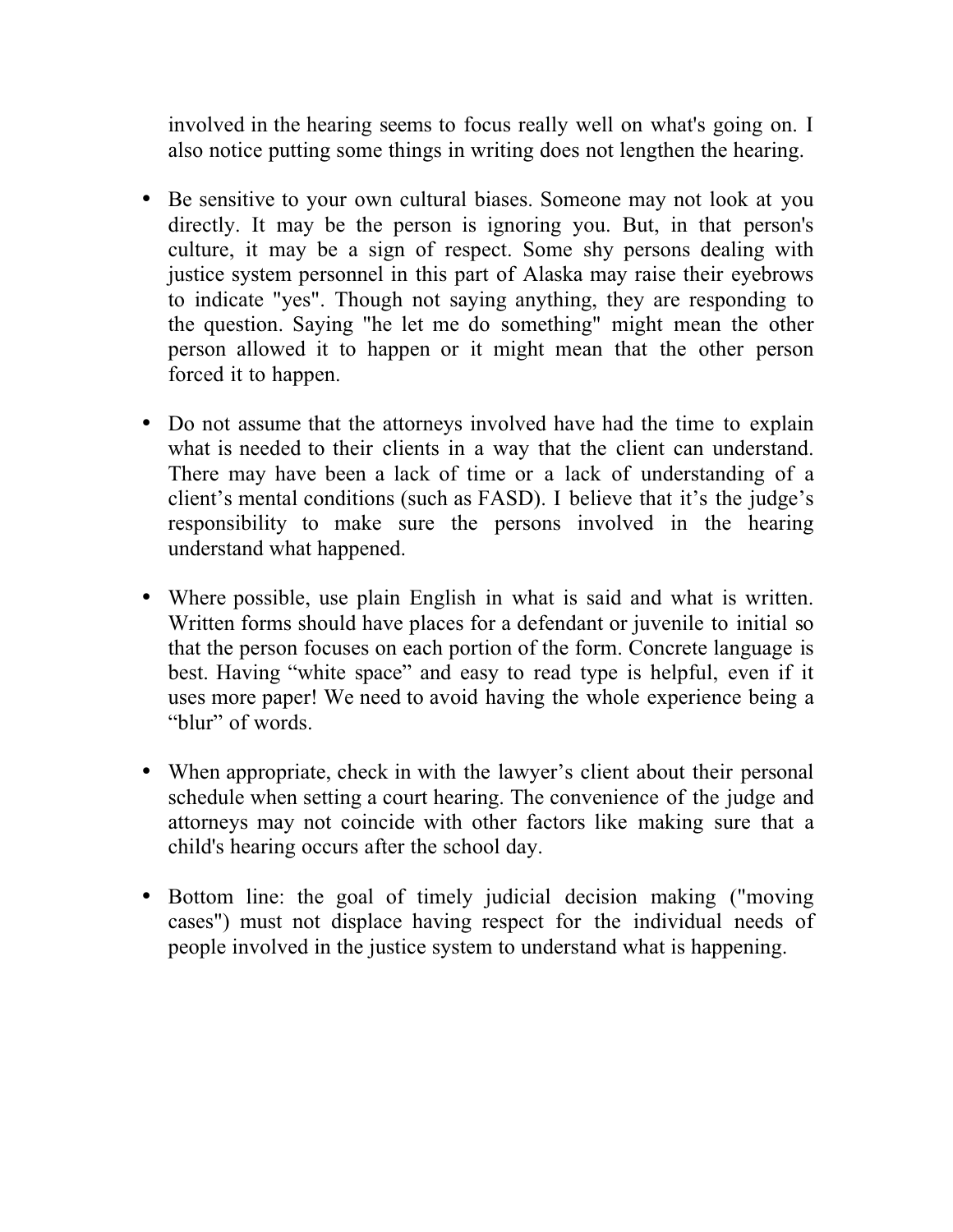involved in the hearing seems to focus really well on what's going on. I also notice putting some things in writing does not lengthen the hearing.

- Be sensitive to your own cultural biases. Someone may not look at you directly. It may be the person is ignoring you. But, in that person's culture, it may be a sign of respect. Some shy persons dealing with justice system personnel in this part of Alaska may raise their eyebrows to indicate "yes". Though not saying anything, they are responding to the question. Saying "he let me do something" might mean the other person allowed it to happen or it might mean that the other person forced it to happen.

- Do not assume that the attorneys involved have had the time to explain what is needed to their clients in a way that the client can understand. There may have been a lack of time or a lack of understanding of a client's mental conditions (such as FASD). I believe that it's the judge's responsibility to make sure the persons involved in the hearing understand what happened.

- Where possible, use plain English in what is said and what is written. Written forms should have places for a defendant or juvenile to initial so that the person focuses on each portion of the form. Concrete language is best. Having "white space" and easy to read type is helpful, even if it uses more paper! We need to avoid having the whole experience being a "blur" of words.

- When appropriate, check in with the lawyer's client about their personal schedule when setting a court hearing. The convenience of the judge and attorneys may not coincide with other factors like making sure that a child's hearing occurs after the school day.

- Bottom line: the goal of timely judicial decision making ("moving cases") must not displace having respect for the individual needs of people involved in the justice system to understand what is happening.